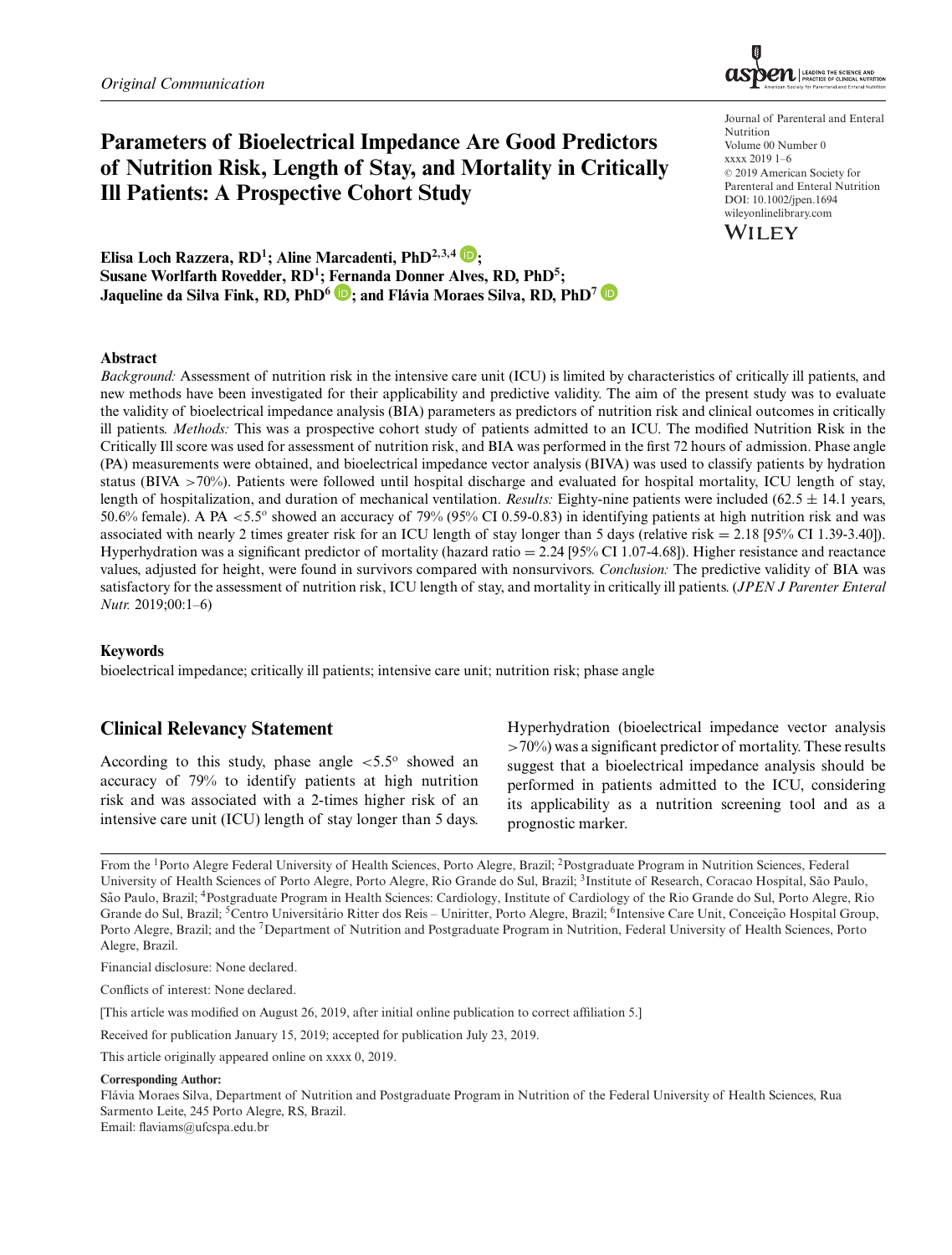*Original Communication*

# Parameters of Bioelectrical Impedance Are Good Predictors of Nutrition Risk, Length of Stay, and Mortality in Critically Ill Patients: A Prospective Cohort Study

Journal of Parenteral and Enteral Nutrition
Volume 00 Number 0
xxxx 2019 1–6
© 2019 American Society for Parenteral and Enteral Nutrition
DOI: 10.1002/jpen.1694
wileyonlinelibrary.com

**Elisa Loch Razzera, RD[1]; Aline Marcadenti, PhD[2,3,4]; Susane Worlfarth Rovedder, RD[1]; Fernanda Donner Alves, RD, PhD[5]; Jaqueline da Silva Fink, RD, PhD[6]; and Flávia Moraes Silva, RD, PhD[7]**

## Abstract

*Background:* Assessment of nutrition risk in the intensive care unit (ICU) is limited by characteristics of critically ill patients, and new methods have been investigated for their applicability and predictive validity. The aim of the present study was to evaluate the validity of bioelectrical impedance analysis (BIA) parameters as predictors of nutrition risk and clinical outcomes in critically ill patients. *Methods:* This was a prospective cohort study of patients admitted to an ICU. The modified Nutrition Risk in the Critically Ill score was used for assessment of nutrition risk, and BIA was performed in the first 72 hours of admission. Phase angle (PA) measurements were obtained, and bioelectrical impedance vector analysis (BIVA) was used to classify patients by hydration status (BIVA >70%). Patients were followed until hospital discharge and evaluated for hospital mortality, ICU length of stay, length of hospitalization, and duration of mechanical ventilation. *Results:* Eighty-nine patients were included (62.5 ± 14.1 years, 50.6% female). A PA <5.5° showed an accuracy of 79% (95% CI 0.59-0.83) in identifying patients at high nutrition risk and was associated with nearly 2 times greater risk for an ICU length of stay longer than 5 days (relative risk = 2.18 [95% CI 1.39-3.40]). Hyperhydration was a significant predictor of mortality (hazard ratio = 2.24 [95% CI 1.07-4.68]). Higher resistance and reactance values, adjusted for height, were found in survivors compared with nonsurvivors. *Conclusion:* The predictive validity of BIA was satisfactory for the assessment of nutrition risk, ICU length of stay, and mortality in critically ill patients. (*JPEN J Parenter Enteral Nutr.* 2019;00:1–6)

### Keywords

bioelectrical impedance; critically ill patients; intensive care unit; nutrition risk; phase angle

## Clinical Relevancy Statement

According to this study, phase angle <5.5° showed an accuracy of 79% to identify patients at high nutrition risk and was associated with a 2-times higher risk of an intensive care unit (ICU) length of stay longer than 5 days. Hyperhydration (bioelectrical impedance vector analysis >70%) was a significant predictor of mortality. These results suggest that a bioelectrical impedance analysis should be performed in patients admitted to the ICU, considering its applicability as a nutrition screening tool and as a prognostic marker.

From the [1]Porto Alegre Federal University of Health Sciences, Porto Alegre, Brazil; [2]Postgraduate Program in Nutrition Sciences, Federal University of Health Sciences of Porto Alegre, Porto Alegre, Rio Grande do Sul, Brazil; [3]Institute of Research, Coracao Hospital, São Paulo, São Paulo, Brazil; [4]Postgraduate Program in Health Sciences: Cardiology, Institute of Cardiology of the Rio Grande do Sul, Porto Alegre, Rio Grande do Sul, Brazil; [5]Centro Universitário Ritter dos Reis – Uniritter, Porto Alegre, Brazil; [6]Intensive Care Unit, Conceição Hospital Group, Porto Alegre, Brazil; and the [7]Department of Nutrition and Postgraduate Program in Nutrition, Federal University of Health Sciences, Porto Alegre, Brazil.

Financial disclosure: None declared.

Conflicts of interest: None declared.

[This article was modified on August 26, 2019, after initial online publication to correct affiliation 5.]

Received for publication January 15, 2019; accepted for publication July 23, 2019.

This article originally appeared online on xxxx 0, 2019.

**Corresponding Author:**
Flávia Moraes Silva, Department of Nutrition and Postgraduate Program in Nutrition of the Federal University of Health Sciences, Rua Sarmento Leite, 245 Porto Alegre, RS, Brazil.
Email: flaviams@ufcspa.edu.br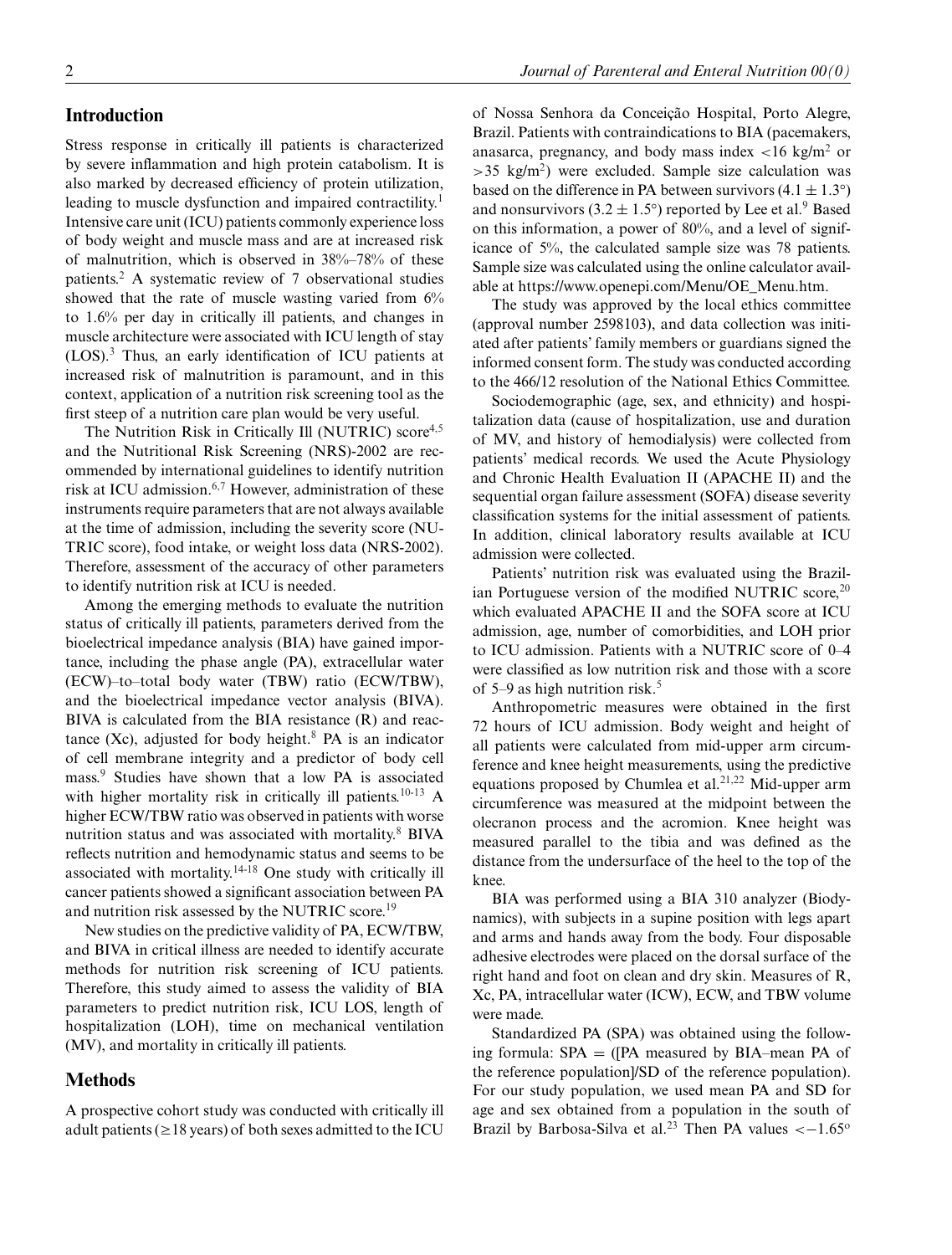## Introduction

Stress response in critically ill patients is characterized by severe inflammation and high protein catabolism. It is also marked by decreased efficiency of protein utilization, leading to muscle dysfunction and impaired contractility.[1] Intensive care unit (ICU) patients commonly experience loss of body weight and muscle mass and are at increased risk of malnutrition, which is observed in 38%–78% of these patients.[2] A systematic review of 7 observational studies showed that the rate of muscle wasting varied from 6% to 1.6% per day in critically ill patients, and changes in muscle architecture were associated with ICU length of stay (LOS).[3] Thus, an early identification of ICU patients at increased risk of malnutrition is paramount, and in this context, application of a nutrition risk screening tool as the first steep of a nutrition care plan would be very useful.

The Nutrition Risk in Critically Ill (NUTRIC) score[4,5] and the Nutritional Risk Screening (NRS)-2002 are recommended by international guidelines to identify nutrition risk at ICU admission.[6,7] However, administration of these instruments require parameters that are not always available at the time of admission, including the severity score (NUTRIC score), food intake, or weight loss data (NRS-2002). Therefore, assessment of the accuracy of other parameters to identify nutrition risk at ICU is needed.

Among the emerging methods to evaluate the nutrition status of critically ill patients, parameters derived from the bioelectrical impedance analysis (BIA) have gained importance, including the phase angle (PA), extracellular water (ECW)–to–total body water (TBW) ratio (ECW/TBW), and the bioelectrical impedance vector analysis (BIVA). BIVA is calculated from the BIA resistance (R) and reactance (Xc), adjusted for body height.[8] PA is an indicator of cell membrane integrity and a predictor of body cell mass.[9] Studies have shown that a low PA is associated with higher mortality risk in critically ill patients.[10-13] A higher ECW/TBW ratio was observed in patients with worse nutrition status and was associated with mortality.[8] BIVA reflects nutrition and hemodynamic status and seems to be associated with mortality.[14-18] One study with critically ill cancer patients showed a significant association between PA and nutrition risk assessed by the NUTRIC score.[19]

New studies on the predictive validity of PA, ECW/TBW, and BIVA in critical illness are needed to identify accurate methods for nutrition risk screening of ICU patients. Therefore, this study aimed to assess the validity of BIA parameters to predict nutrition risk, ICU LOS, length of hospitalization (LOH), time on mechanical ventilation (MV), and mortality in critically ill patients.

## Methods

A prospective cohort study was conducted with critically ill adult patients (≥18 years) of both sexes admitted to the ICU of Nossa Senhora da Conceição Hospital, Porto Alegre, Brazil. Patients with contraindications to BIA (pacemakers, anasarca, pregnancy, and body mass index <16 kg/m$^2$ or >35 kg/m$^2$) were excluded. Sample size calculation was based on the difference in PA between survivors (4.1 ± 1.3°) and nonsurvivors (3.2 ± 1.5°) reported by Lee et al.[9] Based on this information, a power of 80%, and a level of significance of 5%, the calculated sample size was 78 patients. Sample size was calculated using the online calculator available at https://www.openepi.com/Menu/OE_Menu.htm.

The study was approved by the local ethics committee (approval number 2598103), and data collection was initiated after patients' family members or guardians signed the informed consent form. The study was conducted according to the 466/12 resolution of the National Ethics Committee.

Sociodemographic (age, sex, and ethnicity) and hospitalization data (cause of hospitalization, use and duration of MV, and history of hemodialysis) were collected from patients' medical records. We used the Acute Physiology and Chronic Health Evaluation II (APACHE II) and the sequential organ failure assessment (SOFA) disease severity classification systems for the initial assessment of patients. In addition, clinical laboratory results available at ICU admission were collected.

Patients' nutrition risk was evaluated using the Brazilian Portuguese version of the modified NUTRIC score,[20] which evaluated APACHE II and the SOFA score at ICU admission, age, number of comorbidities, and LOH prior to ICU admission. Patients with a NUTRIC score of 0–4 were classified as low nutrition risk and those with a score of 5–9 as high nutrition risk.[5]

Anthropometric measures were obtained in the first 72 hours of ICU admission. Body weight and height of all patients were calculated from mid-upper arm circumference and knee height measurements, using the predictive equations proposed by Chumlea et al.[21,22] Mid-upper arm circumference was measured at the midpoint between the olecranon process and the acromion. Knee height was measured parallel to the tibia and was defined as the distance from the undersurface of the heel to the top of the knee.

BIA was performed using a BIA 310 analyzer (Biodynamics), with subjects in a supine position with legs apart and arms and hands away from the body. Four disposable adhesive electrodes were placed on the dorsal surface of the right hand and foot on clean and dry skin. Measures of R, Xc, PA, intracellular water (ICW), ECW, and TBW volume were made.

Standardized PA (SPA) was obtained using the following formula: SPA = ([PA measured by BIA–mean PA of the reference population]/SD of the reference population). For our study population, we used mean PA and SD for age and sex obtained from a population in the south of Brazil by Barbosa-Silva et al.[23] Then PA values <−1.65°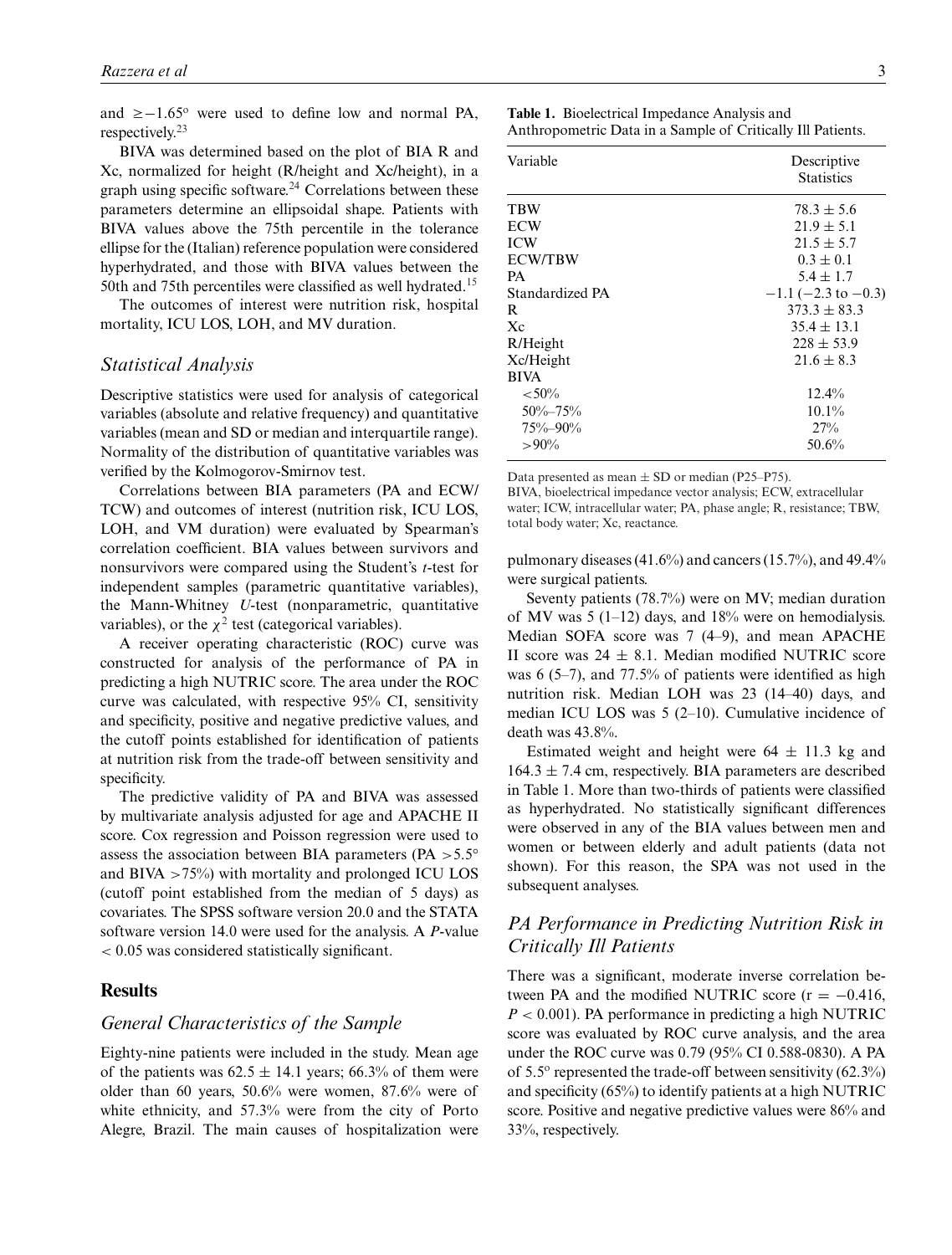and ≥−1.65° were used to define low and normal PA, respectively.[23]

BIVA was determined based on the plot of BIA R and Xc, normalized for height (R/height and Xc/height), in a graph using specific software.[24] Correlations between these parameters determine an ellipsoidal shape. Patients with BIVA values above the 75th percentile in the tolerance ellipse for the (Italian) reference population were considered hyperhydrated, and those with BIVA values between the 50th and 75th percentiles were classified as well hydrated.[15]

The outcomes of interest were nutrition risk, hospital mortality, ICU LOS, LOH, and MV duration.

### Statistical Analysis

Descriptive statistics were used for analysis of categorical variables (absolute and relative frequency) and quantitative variables (mean and SD or median and interquartile range). Normality of the distribution of quantitative variables was verified by the Kolmogorov-Smirnov test.

Correlations between BIA parameters (PA and ECW/TCW) and outcomes of interest (nutrition risk, ICU LOS, LOH, and VM duration) were evaluated by Spearman's correlation coefficient. BIA values between survivors and nonsurvivors were compared using the Student's *t*-test for independent samples (parametric quantitative variables), the Mann-Whitney *U*-test (nonparametric, quantitative variables), or the $\chi^2$ test (categorical variables).

A receiver operating characteristic (ROC) curve was constructed for analysis of the performance of PA in predicting a high NUTRIC score. The area under the ROC curve was calculated, with respective 95% CI, sensitivity and specificity, positive and negative predictive values, and the cutoff points established for identification of patients at nutrition risk from the trade-off between sensitivity and specificity.

The predictive validity of PA and BIVA was assessed by multivariate analysis adjusted for age and APACHE II score. Cox regression and Poisson regression were used to assess the association between BIA parameters (PA >5.5° and BIVA >75%) with mortality and prolonged ICU LOS (cutoff point established from the median of 5 days) as covariates. The SPSS software version 20.0 and the STATA software version 14.0 were used for the analysis. A *P*-value < 0.05 was considered statistically significant.

## Results

### General Characteristics of the Sample

Eighty-nine patients were included in the study. Mean age of the patients was 62.5 ± 14.1 years; 66.3% of them were older than 60 years, 50.6% were women, 87.6% were of white ethnicity, and 57.3% were from the city of Porto Alegre, Brazil. The main causes of hospitalization were pulmonary diseases (41.6%) and cancers (15.7%), and 49.4% were surgical patients.

Seventy patients (78.7%) were on MV; median duration of MV was 5 (1–12) days, and 18% were on hemodialysis. Median SOFA score was 7 (4–9), and mean APACHE II score was 24 ± 8.1. Median modified NUTRIC score was 6 (5–7), and 77.5% of patients were identified as high nutrition risk. Median LOH was 23 (14–40) days, and median ICU LOS was 5 (2–10). Cumulative incidence of death was 43.8%.

Estimated weight and height were 64 ± 11.3 kg and 164.3 ± 7.4 cm, respectively. BIA parameters are described in Table 1. More than two-thirds of patients were classified as hyperhydrated. No statistically significant differences were observed in any of the BIA values between men and women or between elderly and adult patients (data not shown). For this reason, the SPA was not used in the subsequent analyses.

**Table 1.** Bioelectrical Impedance Analysis and Anthropometric Data in a Sample of Critically Ill Patients.

| Variable | Descriptive Statistics |
|---|---|
| TBW | 78.3 ± 5.6 |
| ECW | 21.9 ± 5.1 |
| ICW | 21.5 ± 5.7 |
| ECW/TBW | 0.3 ± 0.1 |
| PA | 5.4 ± 1.7 |
| Standardized PA | −1.1 (−2.3 to −0.3) |
| R | 373.3 ± 83.3 |
| Xc | 35.4 ± 13.1 |
| R/Height | 228 ± 53.9 |
| Xc/Height | 21.6 ± 8.3 |
| BIVA | |
| <50% | 12.4% |
| 50%–75% | 10.1% |
| 75%–90% | 27% |
| >90% | 50.6% |

Data presented as mean ± SD or median (P25–P75).
BIVA, bioelectrical impedance vector analysis; ECW, extracellular water; ICW, intracellular water; PA, phase angle; R, resistance; TBW, total body water; Xc, reactance.

### PA Performance in Predicting Nutrition Risk in Critically Ill Patients

There was a significant, moderate inverse correlation between PA and the modified NUTRIC score ($r = -0.416$, $P < 0.001$). PA performance in predicting a high NUTRIC score was evaluated by ROC curve analysis, and the area under the ROC curve was 0.79 (95% CI 0.588-0830). A PA of 5.5° represented the trade-off between sensitivity (62.3%) and specificity (65%) to identify patients at a high NUTRIC score. Positive and negative predictive values were 86% and 33%, respectively.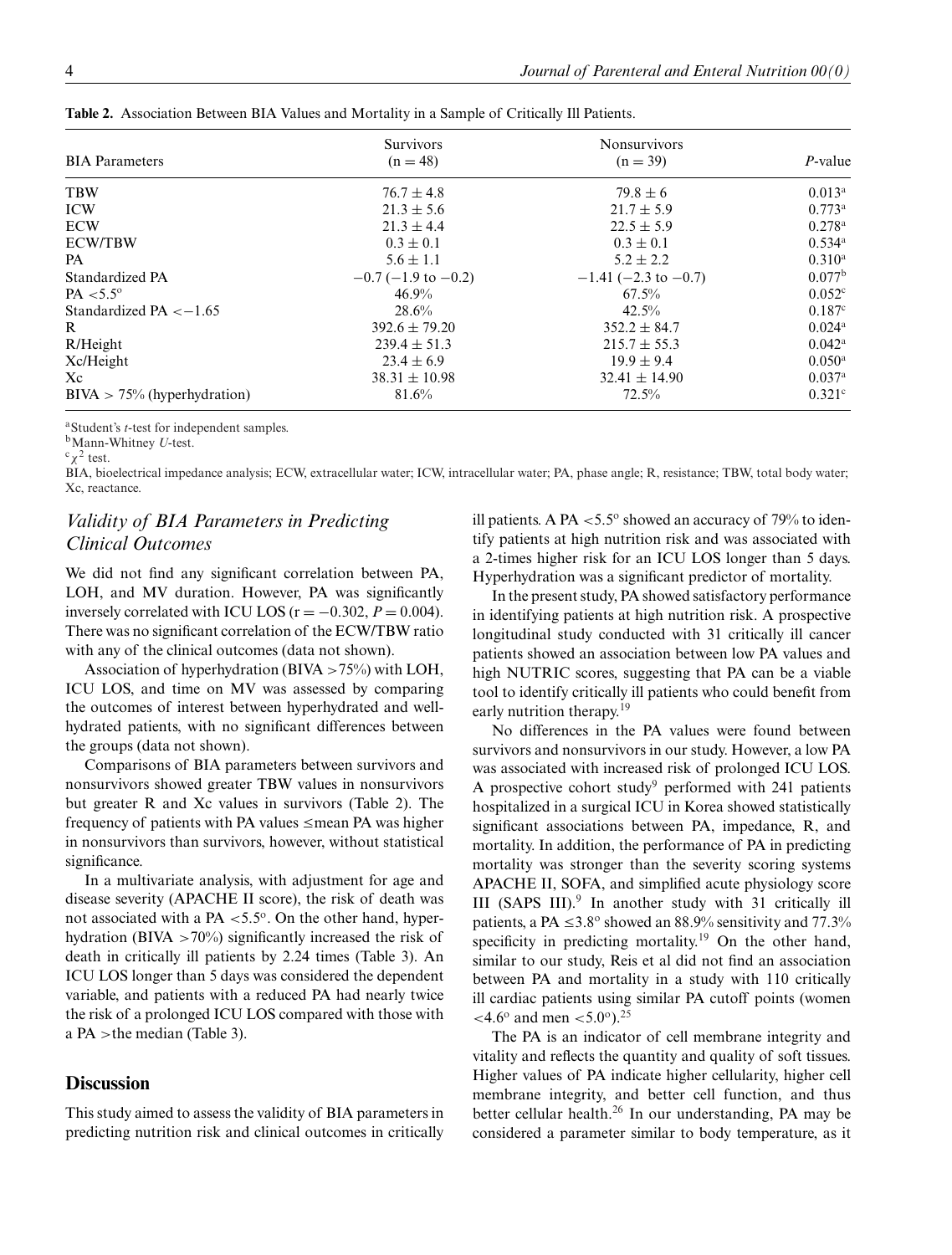**Table 2.** Association Between BIA Values and Mortality in a Sample of Critically Ill Patients.

| BIA Parameters | Survivors (n = 48) | Nonsurvivors (n = 39) | *P*-value |
|---|---|---|---|
| TBW | 76.7 ± 4.8 | 79.8 ± 6 | 0.013[a] |
| ICW | 21.3 ± 5.6 | 21.7 ± 5.9 | 0.773[a] |
| ECW | 21.3 ± 4.4 | 22.5 ± 5.9 | 0.278[a] |
| ECW/TBW | 0.3 ± 0.1 | 0.3 ± 0.1 | 0.534[a] |
| PA | 5.6 ± 1.1 | 5.2 ± 2.2 | 0.310[a] |
| Standardized PA | −0.7 (−1.9 to −0.2) | −1.41 (−2.3 to −0.7) | 0.077[b] |
| PA <5.5° | 46.9% | 67.5% | 0.052[c] |
| Standardized PA <−1.65 | 28.6% | 42.5% | 0.187[c] |
| R | 392.6 ± 79.20 | 352.2 ± 84.7 | 0.024[a] |
| R/Height | 239.4 ± 51.3 | 215.7 ± 55.3 | 0.042[a] |
| Xc/Height | 23.4 ± 6.9 | 19.9 ± 9.4 | 0.050[a] |
| Xc | 38.31 ± 10.98 | 32.41 ± 14.90 | 0.037[a] |
| BIVA > 75% (hyperhydration) | 81.6% | 72.5% | 0.321[c] |

[a]Student's *t*-test for independent samples.
[b]Mann-Whitney *U*-test.
[c]$\chi^2$ test.
BIA, bioelectrical impedance analysis; ECW, extracellular water; ICW, intracellular water; PA, phase angle; R, resistance; TBW, total body water; Xc, reactance.

## *Validity of BIA Parameters in Predicting Clinical Outcomes*

We did not find any significant correlation between PA, LOH, and MV duration. However, PA was significantly inversely correlated with ICU LOS ($r = -0.302$, $P = 0.004$). There was no significant correlation of the ECW/TBW ratio with any of the clinical outcomes (data not shown).

Association of hyperhydration (BIVA >75%) with LOH, ICU LOS, and time on MV was assessed by comparing the outcomes of interest between hyperhydrated and well-hydrated patients, with no significant differences between the groups (data not shown).

Comparisons of BIA parameters between survivors and nonsurvivors showed greater TBW values in nonsurvivors but greater R and Xc values in survivors (Table 2). The frequency of patients with PA values ≤mean PA was higher in nonsurvivors than survivors, however, without statistical significance.

In a multivariate analysis, with adjustment for age and disease severity (APACHE II score), the risk of death was not associated with a PA <5.5°. On the other hand, hyperhydration (BIVA >70%) significantly increased the risk of death in critically ill patients by 2.24 times (Table 3). An ICU LOS longer than 5 days was considered the dependent variable, and patients with a reduced PA had nearly twice the risk of a prolonged ICU LOS compared with those with a PA >the median (Table 3).

## Discussion

This study aimed to assess the validity of BIA parameters in predicting nutrition risk and clinical outcomes in critically ill patients. A PA <5.5° showed an accuracy of 79% to identify patients at high nutrition risk and was associated with a 2-times higher risk for an ICU LOS longer than 5 days. Hyperhydration was a significant predictor of mortality.

In the present study, PA showed satisfactory performance in identifying patients at high nutrition risk. A prospective longitudinal study conducted with 31 critically ill cancer patients showed an association between low PA values and high NUTRIC scores, suggesting that PA can be a viable tool to identify critically ill patients who could benefit from early nutrition therapy.[19]

No differences in the PA values were found between survivors and nonsurvivors in our study. However, a low PA was associated with increased risk of prolonged ICU LOS. A prospective cohort study[9] performed with 241 patients hospitalized in a surgical ICU in Korea showed statistically significant associations between PA, impedance, R, and mortality. In addition, the performance of PA in predicting mortality was stronger than the severity scoring systems APACHE II, SOFA, and simplified acute physiology score III (SAPS III).[9] In another study with 31 critically ill patients, a PA ≤3.8° showed an 88.9% sensitivity and 77.3% specificity in predicting mortality.[19] On the other hand, similar to our study, Reis et al did not find an association between PA and mortality in a study with 110 critically ill cardiac patients using similar PA cutoff points (women <4.6° and men <5.0°).[25]

The PA is an indicator of cell membrane integrity and vitality and reflects the quantity and quality of soft tissues. Higher values of PA indicate higher cellularity, higher cell membrane integrity, and better cell function, and thus better cellular health.[26] In our understanding, PA may be considered a parameter similar to body temperature, as it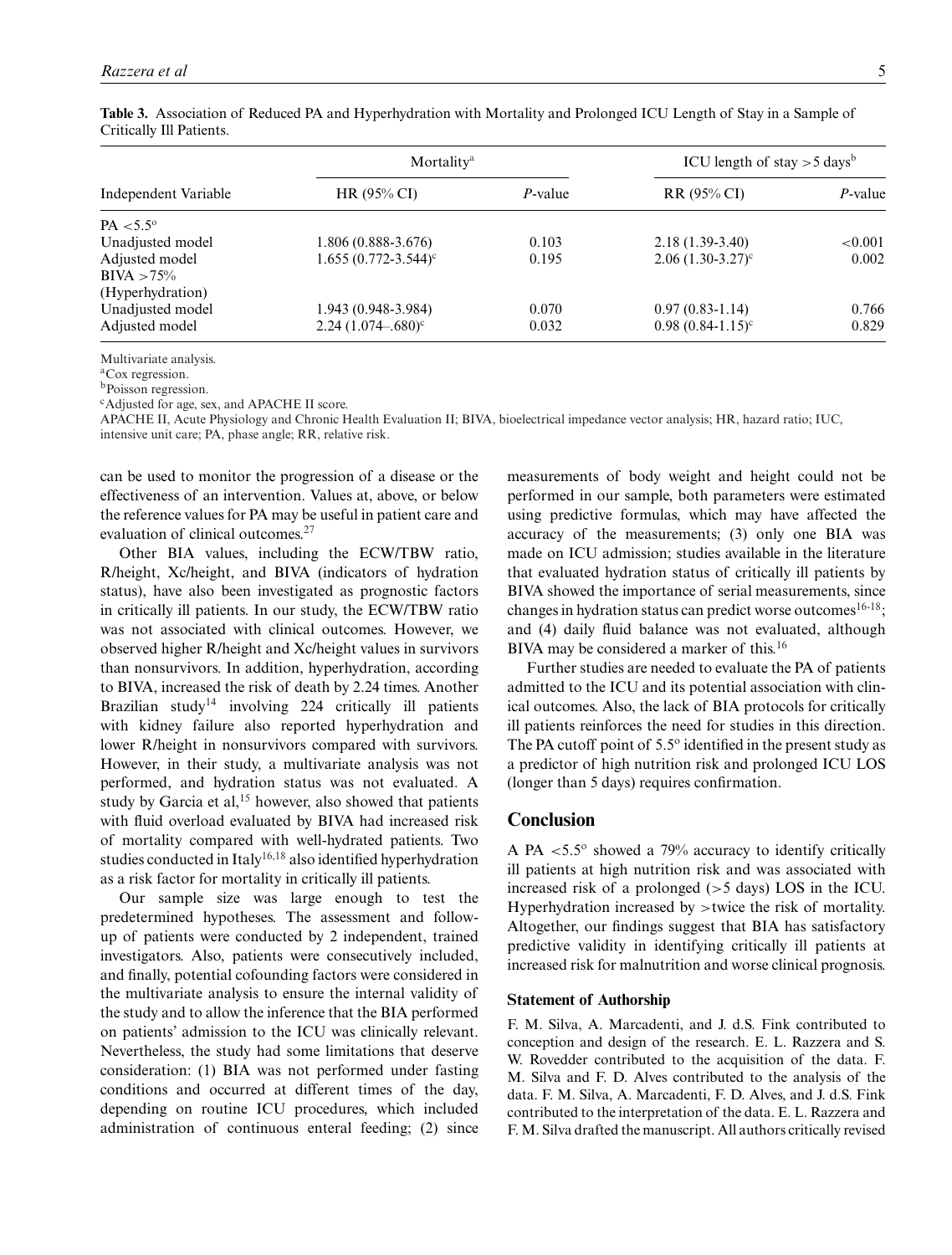**Table 3.** Association of Reduced PA and Hyperhydration with Mortality and Prolonged ICU Length of Stay in a Sample of Critically Ill Patients.

| Independent Variable | Mortality[a] | | ICU length of stay >5 days[b] | |
|---|---|---|---|---|
| | HR (95% CI) | *P*-value | RR (95% CI) | *P*-value |
| PA <5.5° | | | | |
| Unadjusted model | 1.806 (0.888-3.676) | 0.103 | 2.18 (1.39-3.40) | <0.001 |
| Adjusted model | 1.655 (0.772-3.544)[c] | 0.195 | 2.06 (1.30-3.27)[c] | 0.002 |
| BIVA >75% (Hyperhydration) | | | | |
| Unadjusted model | 1.943 (0.948-3.984) | 0.070 | 0.97 (0.83-1.14) | 0.766 |
| Adjusted model | 2.24 (1.074–.680)[c] | 0.032 | 0.98 (0.84-1.15)[c] | 0.829 |

Multivariate analysis.
[a]Cox regression.
[b]Poisson regression.
[c]Adjusted for age, sex, and APACHE II score.
APACHE II, Acute Physiology and Chronic Health Evaluation II; BIVA, bioelectrical impedance vector analysis; HR, hazard ratio; IUC, intensive unit care; PA, phase angle; RR, relative risk.

can be used to monitor the progression of a disease or the effectiveness of an intervention. Values at, above, or below the reference values for PA may be useful in patient care and evaluation of clinical outcomes.[27]

Other BIA values, including the ECW/TBW ratio, R/height, Xc/height, and BIVA (indicators of hydration status), have also been investigated as prognostic factors in critically ill patients. In our study, the ECW/TBW ratio was not associated with clinical outcomes. However, we observed higher R/height and Xc/height values in survivors than nonsurvivors. In addition, hyperhydration, according to BIVA, increased the risk of death by 2.24 times. Another Brazilian study[14] involving 224 critically ill patients with kidney failure also reported hyperhydration and lower R/height in nonsurvivors compared with survivors. However, in their study, a multivariate analysis was not performed, and hydration status was not evaluated. A study by Garcia et al,[15] however, also showed that patients with fluid overload evaluated by BIVA had increased risk of mortality compared with well-hydrated patients. Two studies conducted in Italy[16,18] also identified hyperhydration as a risk factor for mortality in critically ill patients.

Our sample size was large enough to test the predetermined hypotheses. The assessment and follow-up of patients were conducted by 2 independent, trained investigators. Also, patients were consecutively included, and finally, potential cofounding factors were considered in the multivariate analysis to ensure the internal validity of the study and to allow the inference that the BIA performed on patients' admission to the ICU was clinically relevant. Nevertheless, the study had some limitations that deserve consideration: (1) BIA was not performed under fasting conditions and occurred at different times of the day, depending on routine ICU procedures, which included administration of continuous enteral feeding; (2) since measurements of body weight and height could not be performed in our sample, both parameters were estimated using predictive formulas, which may have affected the accuracy of the measurements; (3) only one BIA was made on ICU admission; studies available in the literature that evaluated hydration status of critically ill patients by BIVA showed the importance of serial measurements, since changes in hydration status can predict worse outcomes[16-18]; and (4) daily fluid balance was not evaluated, although BIVA may be considered a marker of this.[16]

Further studies are needed to evaluate the PA of patients admitted to the ICU and its potential association with clinical outcomes. Also, the lack of BIA protocols for critically ill patients reinforces the need for studies in this direction. The PA cutoff point of 5.5° identified in the present study as a predictor of high nutrition risk and prolonged ICU LOS (longer than 5 days) requires confirmation.

## Conclusion

A PA <5.5° showed a 79% accuracy to identify critically ill patients at high nutrition risk and was associated with increased risk of a prolonged (>5 days) LOS in the ICU. Hyperhydration increased by >twice the risk of mortality. Altogether, our findings suggest that BIA has satisfactory predictive validity in identifying critically ill patients at increased risk for malnutrition and worse clinical prognosis.

### Statement of Authorship

F. M. Silva, A. Marcadenti, and J. d.S. Fink contributed to conception and design of the research. E. L. Razzera and S. W. Rovedder contributed to the acquisition of the data. F. M. Silva and F. D. Alves contributed to the analysis of the data. F. M. Silva, A. Marcadenti, F. D. Alves, and J. d.S. Fink contributed to the interpretation of the data. E. L. Razzera and F. M. Silva drafted the manuscript. All authors critically revised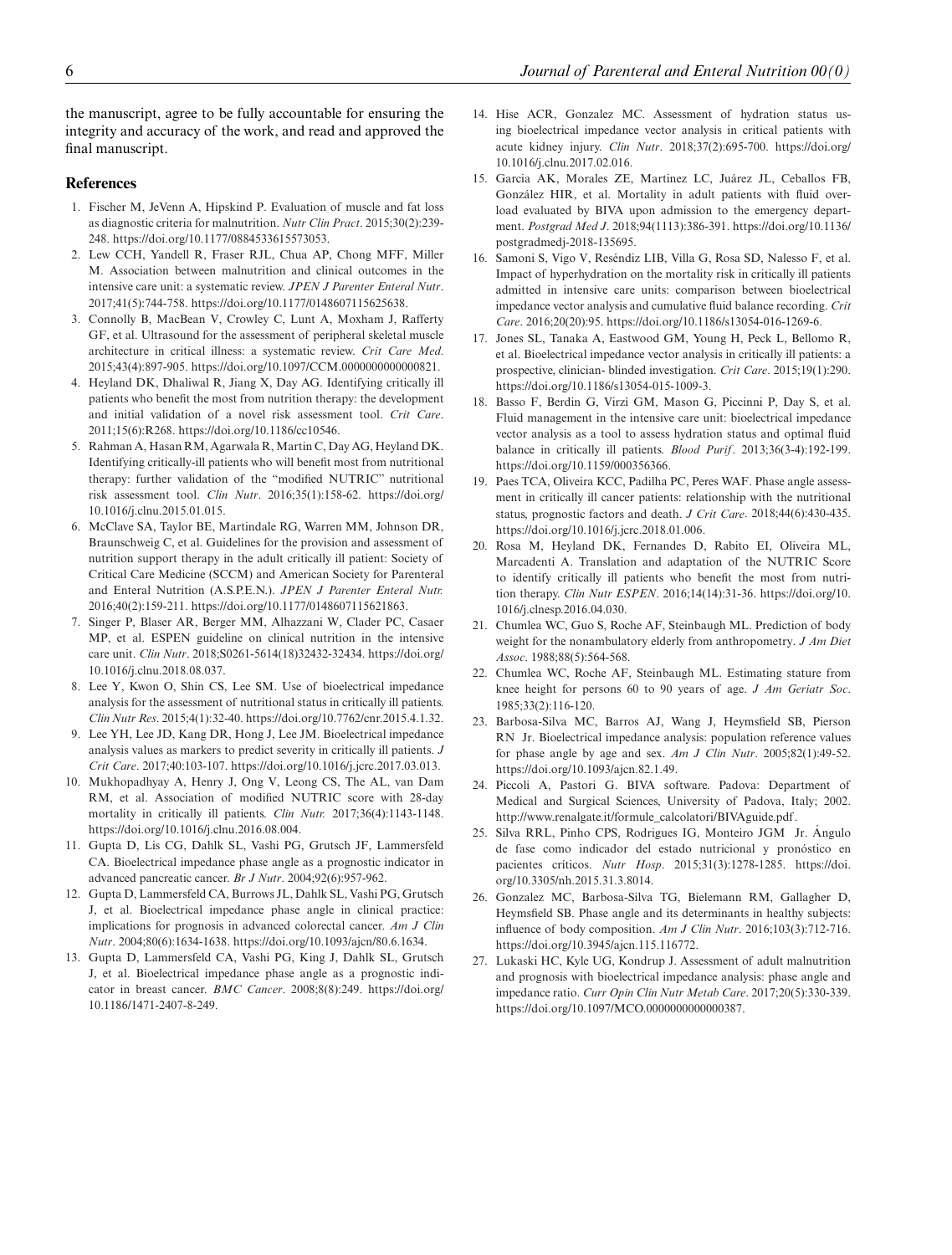the manuscript, agree to be fully accountable for ensuring the integrity and accuracy of the work, and read and approved the final manuscript.

## References

1. Fischer M, JeVenn A, Hipskind P. Evaluation of muscle and fat loss as diagnostic criteria for malnutrition. *Nutr Clin Pract*. 2015;30(2):239-248. https://doi.org/10.1177/0884533615573053.
2. Lew CCH, Yandell R, Fraser RJL, Chua AP, Chong MFF, Miller M. Association between malnutrition and clinical outcomes in the intensive care unit: a systematic review. *JPEN J Parenter Enteral Nutr*. 2017;41(5):744-758. https://doi.org/10.1177/0148607115625638.
3. Connolly B, MacBean V, Crowley C, Lunt A, Moxham J, Rafferty GF, et al. Ultrasound for the assessment of peripheral skeletal muscle architecture in critical illness: a systematic review. *Crit Care Med*. 2015;43(4):897-905. https://doi.org/10.1097/CCM.0000000000000821.
4. Heyland DK, Dhaliwal R, Jiang X, Day AG. Identifying critically ill patients who benefit the most from nutrition therapy: the development and initial validation of a novel risk assessment tool. *Crit Care*. 2011;15(6):R268. https://doi.org/10.1186/cc10546.
5. Rahman A, Hasan RM, Agarwala R, Martin C, Day AG, Heyland DK. Identifying critically-ill patients who will benefit most from nutritional therapy: further validation of the "modified NUTRIC" nutritional risk assessment tool. *Clin Nutr*. 2016;35(1):158-62. https://doi.org/10.1016/j.clnu.2015.01.015.
6. McClave SA, Taylor BE, Martindale RG, Warren MM, Johnson DR, Braunschweig C, et al. Guidelines for the provision and assessment of nutrition support therapy in the adult critically ill patient: Society of Critical Care Medicine (SCCM) and American Society for Parenteral and Enteral Nutrition (A.S.P.E.N.). *JPEN J Parenter Enteral Nutr.* 2016;40(2):159-211. https://doi.org/10.1177/0148607115621863.
7. Singer P, Blaser AR, Berger MM, Alhazzani W, Clader PC, Casaer MP, et al. ESPEN guideline on clinical nutrition in the intensive care unit. *Clin Nutr*. 2018;S0261-5614(18)32432-32434. https://doi.org/10.1016/j.clnu.2018.08.037.
8. Lee Y, Kwon O, Shin CS, Lee SM. Use of bioelectrical impedance analysis for the assessment of nutritional status in critically ill patients. *Clin Nutr Res*. 2015;4(1):32-40. https://doi.org/10.7762/cnr.2015.4.1.32.
9. Lee YH, Lee JD, Kang DR, Hong J, Lee JM. Bioelectrical impedance analysis values as markers to predict severity in critically ill patients. *J Crit Care*. 2017;40:103-107. https://doi.org/10.1016/j.jcrc.2017.03.013.
10. Mukhopadhyay A, Henry J, Ong V, Leong CS, The AL, van Dam RM, et al. Association of modified NUTRIC score with 28-day mortality in critically ill patients. *Clin Nutr.* 2017;36(4):1143-1148. https://doi.org/10.1016/j.clnu.2016.08.004.
11. Gupta D, Lis CG, Dahlk SL, Vashi PG, Grutsch JF, Lammersfeld CA. Bioelectrical impedance phase angle as a prognostic indicator in advanced pancreatic cancer. *Br J Nutr*. 2004;92(6):957-962.
12. Gupta D, Lammersfeld CA, Burrows JL, Dahlk SL, Vashi PG, Grutsch J, et al. Bioelectrical impedance phase angle in clinical practice: implications for prognosis in advanced colorectal cancer. *Am J Clin Nutr*. 2004;80(6):1634-1638. https://doi.org/10.1093/ajcn/80.6.1634.
13. Gupta D, Lammersfeld CA, Vashi PG, King J, Dahlk SL, Grutsch J, et al. Bioelectrical impedance phase angle as a prognostic indicator in breast cancer. *BMC Cancer*. 2008;8(8):249. https://doi.org/10.1186/1471-2407-8-249.
14. Hise ACR, Gonzalez MC. Assessment of hydration status using bioelectrical impedance vector analysis in critical patients with acute kidney injury. *Clin Nutr*. 2018;37(2):695-700. https://doi.org/10.1016/j.clnu.2017.02.016.
15. Garcia AK, Morales ZE, Martinez LC, Juárez JL, Ceballos FB, González HIR, et al. Mortality in adult patients with fluid overload evaluated by BIVA upon admission to the emergency department. *Postgrad Med J*. 2018;94(1113):386-391. https://doi.org/10.1136/postgradmedj-2018-135695.
16. Samoni S, Vigo V, Reséndiz LIB, Villa G, Rosa SD, Nalesso F, et al. Impact of hyperhydration on the mortality risk in critically ill patients admitted in intensive care units: comparison between bioelectrical impedance vector analysis and cumulative fluid balance recording. *Crit Care*. 2016;20(20):95. https://doi.org/10.1186/s13054-016-1269-6.
17. Jones SL, Tanaka A, Eastwood GM, Young H, Peck L, Bellomo R, et al. Bioelectrical impedance vector analysis in critically ill patients: a prospective, clinician- blinded investigation. *Crit Care*. 2015;19(1):290. https://doi.org/10.1186/s13054-015-1009-3.
18. Basso F, Berdin G, Virzì GM, Mason G, Piccinni P, Day S, et al. Fluid management in the intensive care unit: bioelectrical impedance vector analysis as a tool to assess hydration status and optimal fluid balance in critically ill patients. *Blood Purif*. 2013;36(3-4):192-199. https://doi.org/10.1159/000356366.
19. Paes TCA, Oliveira KCC, Padilha PC, Peres WAF. Phase angle assessment in critically ill cancer patients: relationship with the nutritional status, prognostic factors and death. *J Crit Care*. 2018;44(6):430-435. https://doi.org/10.1016/j.jcrc.2018.01.006.
20. Rosa M, Heyland DK, Fernandes D, Rabito EI, Oliveira ML, Marcadenti A. Translation and adaptation of the NUTRIC Score to identify critically ill patients who benefit the most from nutrition therapy. *Clin Nutr ESPEN*. 2016;14(14):31-36. https://doi.org/10.1016/j.clnesp.2016.04.030.
21. Chumlea WC, Guo S, Roche AF, Steinbaugh ML. Prediction of body weight for the nonambulatory elderly from anthropometry. *J Am Diet Assoc*. 1988;88(5):564-568.
22. Chumlea WC, Roche AF, Steinbaugh ML. Estimating stature from knee height for persons 60 to 90 years of age. *J Am Geriatr Soc*. 1985;33(2):116-120.
23. Barbosa-Silva MC, Barros AJ, Wang J, Heymsfield SB, Pierson RN Jr. Bioelectrical impedance analysis: population reference values for phase angle by age and sex. *Am J Clin Nutr*. 2005;82(1):49-52. https://doi.org/10.1093/ajcn.82.1.49.
24. Piccoli A, Pastori G. BIVA software. Padova: Department of Medical and Surgical Sciences, University of Padova, Italy; 2002. http://www.renalgate.it/formule_calcolatori/BIVAguide.pdf.
25. Silva RRL, Pinho CPS, Rodrigues IG, Monteiro JGM Jr. Ángulo de fase como indicador del estado nutricional y pronóstico en pacientes críticos. *Nutr Hosp*. 2015;31(3):1278-1285. https://doi.org/10.3305/nh.2015.31.3.8014.
26. Gonzalez MC, Barbosa-Silva TG, Bielemann RM, Gallagher D, Heymsfield SB. Phase angle and its determinants in healthy subjects: influence of body composition. *Am J Clin Nutr*. 2016;103(3):712-716. https://doi.org/10.3945/ajcn.115.116772.
27. Lukaski HC, Kyle UG, Kondrup J. Assessment of adult malnutrition and prognosis with bioelectrical impedance analysis: phase angle and impedance ratio. *Curr Opin Clin Nutr Metab Care*. 2017;20(5):330-339. https://doi.org/10.1097/MCO.0000000000000387.